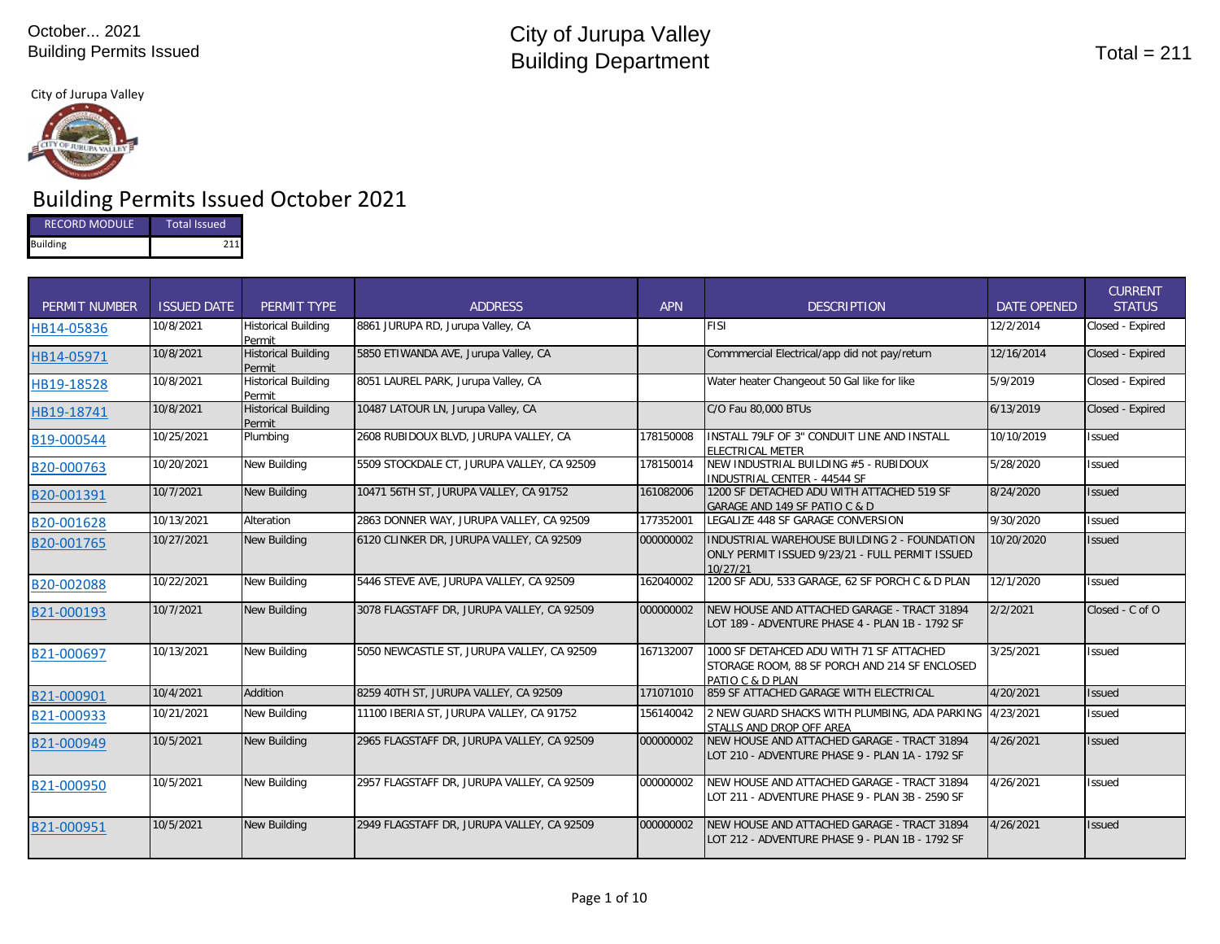October... 2021
Building Permits Issued

# City of Jurupa Valley
# Building Department

Total = 211

City of Jurupa Valley

## Building Permits Issued October 2021

| RECORD MODULE | Total Issued |
|---|---|
| Building | 211 |

| PERMIT NUMBER | ISSUED DATE | PERMIT TYPE | ADDRESS | APN | DESCRIPTION | DATE OPENED | CURRENT STATUS |
|---|---|---|---|---|---|---|---|
| HB14-05836 | 10/8/2021 | Historical Building Permit | 8861 JURUPA RD, Jurupa Valley, CA | | FISI | 12/2/2014 | Closed - Expired |
| HB14-05971 | 10/8/2021 | Historical Building Permit | 5850 ETIWANDA AVE, Jurupa Valley, CA | | Commmercial Electrical/app did not pay/return | 12/16/2014 | Closed - Expired |
| HB19-18528 | 10/8/2021 | Historical Building Permit | 8051 LAUREL PARK, Jurupa Valley, CA | | Water heater Changeout 50 Gal like for like | 5/9/2019 | Closed - Expired |
| HB19-18741 | 10/8/2021 | Historical Building Permit | 10487 LATOUR LN, Jurupa Valley, CA | | C/O Fau 80,000 BTUs | 6/13/2019 | Closed - Expired |
| B19-000544 | 10/25/2021 | Plumbing | 2608 RUBIDOUX BLVD, JURUPA VALLEY, CA | 178150008 | INSTALL 79LF OF 3" CONDUIT LINE AND INSTALL ELECTRICAL METER | 10/10/2019 | Issued |
| B20-000763 | 10/20/2021 | New Building | 5509 STOCKDALE CT, JURUPA VALLEY, CA 92509 | 178150014 | NEW INDUSTRIAL BUILDING #5 - RUBIDOUX INDUSTRIAL CENTER - 44544 SF | 5/28/2020 | Issued |
| B20-001391 | 10/7/2021 | New Building | 10471 56TH ST, JURUPA VALLEY, CA 91752 | 161082006 | 1200 SF DETACHED ADU WITH ATTACHED 519 SF GARAGE AND 149 SF PATIO C & D | 8/24/2020 | Issued |
| B20-001628 | 10/13/2021 | Alteration | 2863 DONNER WAY, JURUPA VALLEY, CA 92509 | 177352001 | LEGALIZE 448 SF GARAGE CONVERSION | 9/30/2020 | Issued |
| B20-001765 | 10/27/2021 | New Building | 6120 CLINKER DR, JURUPA VALLEY, CA 92509 | 000000002 | INDUSTRIAL WAREHOUSE BUILDING 2 - FOUNDATION ONLY PERMIT ISSUED 9/23/21 - FULL PERMIT ISSUED 10/27/21 | 10/20/2020 | Issued |
| B20-002088 | 10/22/2021 | New Building | 5446 STEVE AVE, JURUPA VALLEY, CA 92509 | 162040002 | 1200 SF ADU, 533 GARAGE, 62 SF PORCH C & D PLAN | 12/1/2020 | Issued |
| B21-000193 | 10/7/2021 | New Building | 3078 FLAGSTAFF DR, JURUPA VALLEY, CA 92509 | 000000002 | NEW HOUSE AND ATTACHED GARAGE - TRACT 31894 LOT 189 - ADVENTURE PHASE 4 - PLAN 1B - 1792 SF | 2/2/2021 | Closed - C of O |
| B21-000697 | 10/13/2021 | New Building | 5050 NEWCASTLE ST, JURUPA VALLEY, CA 92509 | 167132007 | 1000 SF DETAHCED ADU WITH 71 SF ATTACHED STORAGE ROOM, 88 SF PORCH AND 214 SF ENCLOSED PATIO C & D PLAN | 3/25/2021 | Issued |
| B21-000901 | 10/4/2021 | Addition | 8259 40TH ST, JURUPA VALLEY, CA 92509 | 171071010 | 859 SF ATTACHED GARAGE WITH ELECTRICAL | 4/20/2021 | Issued |
| B21-000933 | 10/21/2021 | New Building | 11100 IBERIA ST, JURUPA VALLEY, CA 91752 | 156140042 | 2 NEW GUARD SHACKS WITH PLUMBING, ADA PARKING STALLS AND DROP OFF AREA | 4/23/2021 | Issued |
| B21-000949 | 10/5/2021 | New Building | 2965 FLAGSTAFF DR, JURUPA VALLEY, CA 92509 | 000000002 | NEW HOUSE AND ATTACHED GARAGE - TRACT 31894 LOT 210 - ADVENTURE PHASE 9 - PLAN 1A - 1792 SF | 4/26/2021 | Issued |
| B21-000950 | 10/5/2021 | New Building | 2957 FLAGSTAFF DR, JURUPA VALLEY, CA 92509 | 000000002 | NEW HOUSE AND ATTACHED GARAGE - TRACT 31894 LOT 211 - ADVENTURE PHASE 9 - PLAN 3B - 2590 SF | 4/26/2021 | Issued |
| B21-000951 | 10/5/2021 | New Building | 2949 FLAGSTAFF DR, JURUPA VALLEY, CA 92509 | 000000002 | NEW HOUSE AND ATTACHED GARAGE - TRACT 31894 LOT 212 - ADVENTURE PHASE 9 - PLAN 1B - 1792 SF | 4/26/2021 | Issued |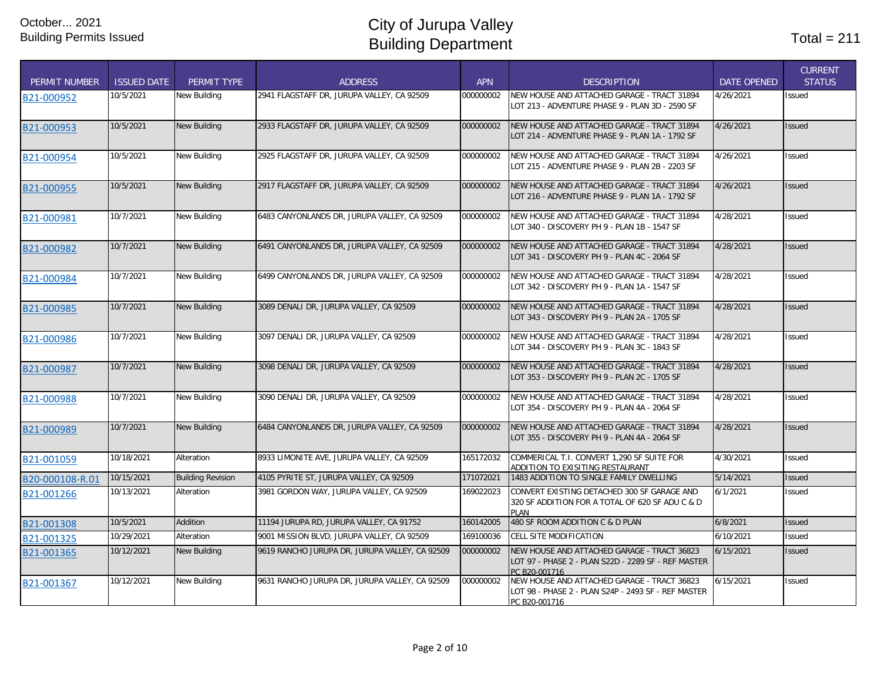October... 2021
Building Permits Issued

# City of Jurupa Valley
# Building Department

Total = 211

| PERMIT NUMBER | ISSUED DATE | PERMIT TYPE | ADDRESS | APN | DESCRIPTION | DATE OPENED | CURRENT STATUS |
|---|---|---|---|---|---|---|---|
| B21-000952 | 10/5/2021 | New Building | 2941 FLAGSTAFF DR, JURUPA VALLEY, CA 92509 | 000000002 | NEW HOUSE AND ATTACHED GARAGE - TRACT 31894 LOT 213 - ADVENTURE PHASE 9 - PLAN 3D - 2590 SF | 4/26/2021 | Issued |
| B21-000953 | 10/5/2021 | New Building | 2933 FLAGSTAFF DR, JURUPA VALLEY, CA 92509 | 000000002 | NEW HOUSE AND ATTACHED GARAGE - TRACT 31894 LOT 214 - ADVENTURE PHASE 9 - PLAN 1A - 1792 SF | 4/26/2021 | Issued |
| B21-000954 | 10/5/2021 | New Building | 2925 FLAGSTAFF DR, JURUPA VALLEY, CA 92509 | 000000002 | NEW HOUSE AND ATTACHED GARAGE - TRACT 31894 LOT 215 - ADVENTURE PHASE 9 - PLAN 2B - 2203 SF | 4/26/2021 | Issued |
| B21-000955 | 10/5/2021 | New Building | 2917 FLAGSTAFF DR, JURUPA VALLEY, CA 92509 | 000000002 | NEW HOUSE AND ATTACHED GARAGE - TRACT 31894 LOT 216 - ADVENTURE PHASE 9 - PLAN 1A - 1792 SF | 4/26/2021 | Issued |
| B21-000981 | 10/7/2021 | New Building | 6483 CANYONLANDS DR, JURUPA VALLEY, CA 92509 | 000000002 | NEW HOUSE AND ATTACHED GARAGE - TRACT 31894 LOT 340 - DISCOVERY PH 9 - PLAN 1B - 1547 SF | 4/28/2021 | Issued |
| B21-000982 | 10/7/2021 | New Building | 6491 CANYONLANDS DR, JURUPA VALLEY, CA 92509 | 000000002 | NEW HOUSE AND ATTACHED GARAGE - TRACT 31894 LOT 341 - DISCOVERY PH 9 - PLAN 4C - 2064 SF | 4/28/2021 | Issued |
| B21-000984 | 10/7/2021 | New Building | 6499 CANYONLANDS DR, JURUPA VALLEY, CA 92509 | 000000002 | NEW HOUSE AND ATTACHED GARAGE - TRACT 31894 LOT 342 - DISCOVERY PH 9 - PLAN 1A - 1547 SF | 4/28/2021 | Issued |
| B21-000985 | 10/7/2021 | New Building | 3089 DENALI DR, JURUPA VALLEY, CA 92509 | 000000002 | NEW HOUSE AND ATTACHED GARAGE - TRACT 31894 LOT 343 - DISCOVERY PH 9 - PLAN 2A - 1705 SF | 4/28/2021 | Issued |
| B21-000986 | 10/7/2021 | New Building | 3097 DENALI DR, JURUPA VALLEY, CA 92509 | 000000002 | NEW HOUSE AND ATTACHED GARAGE - TRACT 31894 LOT 344 - DISCOVERY PH 9 - PLAN 3C - 1843 SF | 4/28/2021 | Issued |
| B21-000987 | 10/7/2021 | New Building | 3098 DENALI DR, JURUPA VALLEY, CA 92509 | 000000002 | NEW HOUSE AND ATTACHED GARAGE - TRACT 31894 LOT 353 - DISCOVERY PH 9 - PLAN 2C - 1705 SF | 4/28/2021 | Issued |
| B21-000988 | 10/7/2021 | New Building | 3090 DENALI DR, JURUPA VALLEY, CA 92509 | 000000002 | NEW HOUSE AND ATTACHED GARAGE - TRACT 31894 LOT 354 - DISCOVERY PH 9 - PLAN 4A - 2064 SF | 4/28/2021 | Issued |
| B21-000989 | 10/7/2021 | New Building | 6484 CANYONLANDS DR, JURUPA VALLEY, CA 92509 | 000000002 | NEW HOUSE AND ATTACHED GARAGE - TRACT 31894 LOT 355 - DISCOVERY PH 9 - PLAN 4A - 2064 SF | 4/28/2021 | Issued |
| B21-001059 | 10/18/2021 | Alteration | 8933 LIMONITE AVE, JURUPA VALLEY, CA 92509 | 165172032 | COMMERICAL T.I. CONVERT 1,290 SF SUITE FOR ADDITION TO EXISITING RESTAURANT | 4/30/2021 | Issued |
| B20-000108-R.01 | 10/15/2021 | Building Revision | 4105 PYRITE ST, JURUPA VALLEY, CA 92509 | 171072021 | 1483 ADDITION TO SINGLE FAMILY DWELLING | 5/14/2021 | Issued |
| B21-001266 | 10/13/2021 | Alteration | 3981 GORDON WAY, JURUPA VALLEY, CA 92509 | 169022023 | CONVERT EXISTING DETACHED 300 SF GARAGE AND 320 SF ADDITION FOR A TOTAL OF 620 SF ADU C & D PLAN | 6/1/2021 | Issued |
| B21-001308 | 10/5/2021 | Addition | 11194 JURUPA RD, JURUPA VALLEY, CA 91752 | 160142005 | 480 SF ROOM ADDITION C & D PLAN | 6/8/2021 | Issued |
| B21-001325 | 10/29/2021 | Alteration | 9001 MISSION BLVD, JURUPA VALLEY, CA 92509 | 169100036 | CELL SITE MODIFICATION | 6/10/2021 | Issued |
| B21-001365 | 10/12/2021 | New Building | 9619 RANCHO JURUPA DR, JURUPA VALLEY, CA 92509 | 000000002 | NEW HOUSE AND ATTACHED GARAGE - TRACT 36823 LOT 2 - PHASE 2 - PLAN S22D - 2289 SF - REF MASTER PC B20-001716 | 6/15/2021 | Issued |
| B21-001367 | 10/12/2021 | New Building | 9631 RANCHO JURUPA DR, JURUPA VALLEY, CA 92509 | 000000002 | NEW HOUSE AND ATTACHED GARAGE - TRACT 36823 LOT 98 - PHASE 2 - PLAN S24P - 2493 SF - REF MASTER PC B20-001716 | 6/15/2021 | Issued |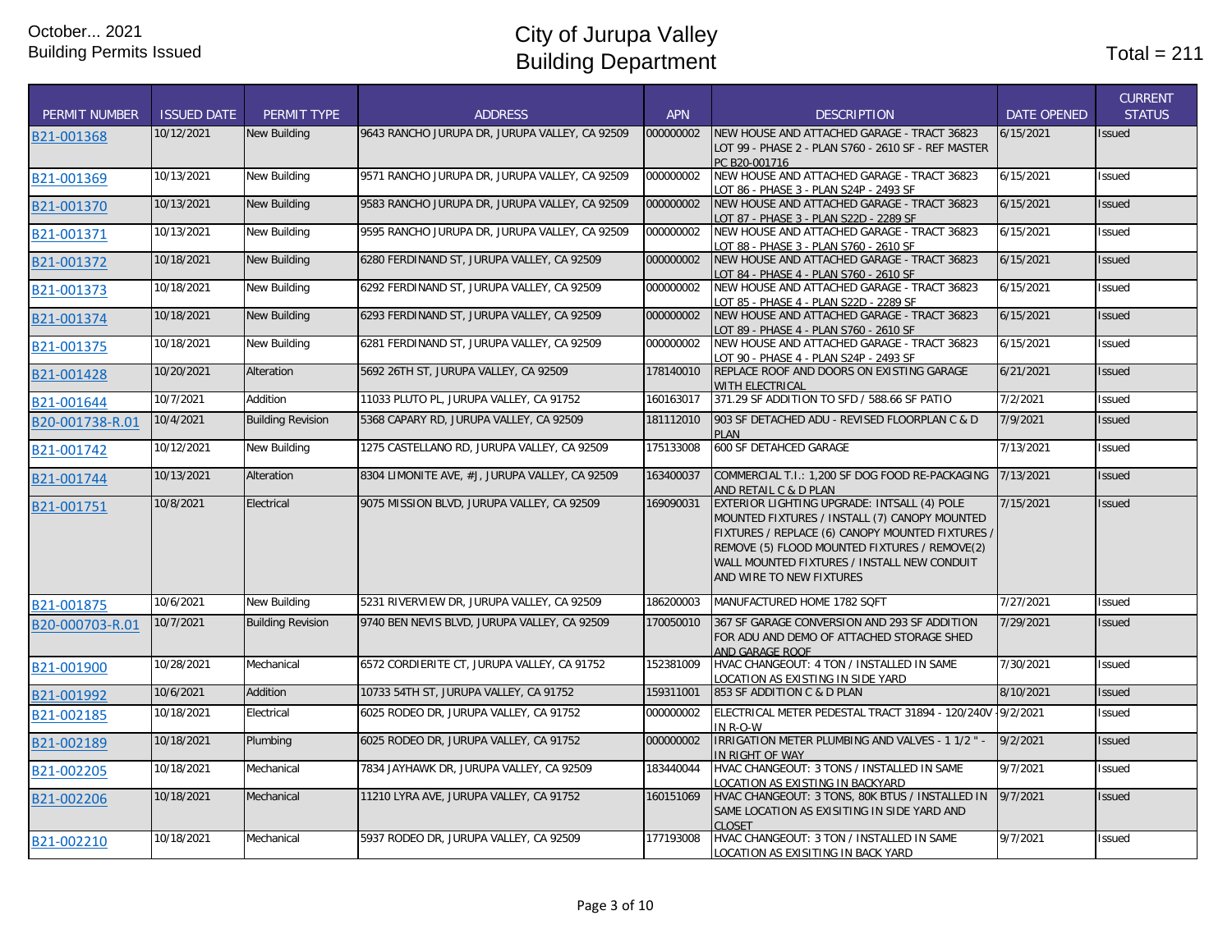October... 2021
Building Permits Issued

# City of Jurupa Valley
# Building Department

Total = 211

| PERMIT NUMBER | ISSUED DATE | PERMIT TYPE | ADDRESS | APN | DESCRIPTION | DATE OPENED | CURRENT STATUS |
|---|---|---|---|---|---|---|---|
| B21-001368 | 10/12/2021 | New Building | 9643 RANCHO JURUPA DR, JURUPA VALLEY, CA 92509 | 000000002 | NEW HOUSE AND ATTACHED GARAGE - TRACT 36823 LOT 99 - PHASE 2 - PLAN S760 - 2610 SF - REF MASTER PC B20-001716 | 6/15/2021 | Issued |
| B21-001369 | 10/13/2021 | New Building | 9571 RANCHO JURUPA DR, JURUPA VALLEY, CA 92509 | 000000002 | NEW HOUSE AND ATTACHED GARAGE - TRACT 36823 LOT 86 - PHASE 3 - PLAN S24P - 2493 SF | 6/15/2021 | Issued |
| B21-001370 | 10/13/2021 | New Building | 9583 RANCHO JURUPA DR, JURUPA VALLEY, CA 92509 | 000000002 | NEW HOUSE AND ATTACHED GARAGE - TRACT 36823 LOT 87 - PHASE 3 - PLAN S22D - 2289 SF | 6/15/2021 | Issued |
| B21-001371 | 10/13/2021 | New Building | 9595 RANCHO JURUPA DR, JURUPA VALLEY, CA 92509 | 000000002 | NEW HOUSE AND ATTACHED GARAGE - TRACT 36823 LOT 88 - PHASE 3 - PLAN S760 - 2610 SF | 6/15/2021 | Issued |
| B21-001372 | 10/18/2021 | New Building | 6280 FERDINAND ST, JURUPA VALLEY, CA 92509 | 000000002 | NEW HOUSE AND ATTACHED GARAGE - TRACT 36823 LOT 84 - PHASE 4 - PLAN S760 - 2610 SF | 6/15/2021 | Issued |
| B21-001373 | 10/18/2021 | New Building | 6292 FERDINAND ST, JURUPA VALLEY, CA 92509 | 000000002 | NEW HOUSE AND ATTACHED GARAGE - TRACT 36823 LOT 85 - PHASE 4 - PLAN S22D - 2289 SF | 6/15/2021 | Issued |
| B21-001374 | 10/18/2021 | New Building | 6293 FERDINAND ST, JURUPA VALLEY, CA 92509 | 000000002 | NEW HOUSE AND ATTACHED GARAGE - TRACT 36823 LOT 89 - PHASE 4 - PLAN S760 - 2610 SF | 6/15/2021 | Issued |
| B21-001375 | 10/18/2021 | New Building | 6281 FERDINAND ST, JURUPA VALLEY, CA 92509 | 000000002 | NEW HOUSE AND ATTACHED GARAGE - TRACT 36823 LOT 90 - PHASE 4 - PLAN S24P - 2493 SF | 6/15/2021 | Issued |
| B21-001428 | 10/20/2021 | Alteration | 5692 26TH ST, JURUPA VALLEY, CA 92509 | 178140010 | REPLACE ROOF AND DOORS ON EXISTING GARAGE WITH ELECTRICAL | 6/21/2021 | Issued |
| B21-001644 | 10/7/2021 | Addition | 11033 PLUTO PL, JURUPA VALLEY, CA 91752 | 160163017 | 371.29 SF ADDITION TO SFD / 588.66 SF PATIO | 7/2/2021 | Issued |
| B20-001738-R.01 | 10/4/2021 | Building Revision | 5368 CAPARY RD, JURUPA VALLEY, CA 92509 | 181112010 | 903 SF DETACHED ADU - REVISED FLOORPLAN C & D PLAN | 7/9/2021 | Issued |
| B21-001742 | 10/12/2021 | New Building | 1275 CASTELLANO RD, JURUPA VALLEY, CA 92509 | 175133008 | 600 SF DETAHCED GARAGE | 7/13/2021 | Issued |
| B21-001744 | 10/13/2021 | Alteration | 8304 LIMONITE AVE, #J, JURUPA VALLEY, CA 92509 | 163400037 | COMMERCIAL T.I.: 1,200 SF DOG FOOD RE-PACKAGING AND RETAIL C & D PLAN | 7/13/2021 | Issued |
| B21-001751 | 10/8/2021 | Electrical | 9075 MISSION BLVD, JURUPA VALLEY, CA 92509 | 169090031 | EXTERIOR LIGHTING UPGRADE: INTSALL (4) POLE MOUNTED FIXTURES / INSTALL (7) CANOPY MOUNTED FIXTURES / REPLACE (6) CANOPY MOUNTED FIXTURES / REMOVE (5) FLOOD MOUNTED FIXTURES / REMOVE(2) WALL MOUNTED FIXTURES / INSTALL NEW CONDUIT AND WIRE TO NEW FIXTURES | 7/15/2021 | Issued |
| B21-001875 | 10/6/2021 | New Building | 5231 RIVERVIEW DR, JURUPA VALLEY, CA 92509 | 186200003 | MANUFACTURED HOME 1782 SQFT | 7/27/2021 | Issued |
| B20-000703-R.01 | 10/7/2021 | Building Revision | 9740 BEN NEVIS BLVD, JURUPA VALLEY, CA 92509 | 170050010 | 367 SF GARAGE CONVERSION AND 293 SF ADDITION FOR ADU AND DEMO OF ATTACHED STORAGE SHED AND GARAGE ROOF | 7/29/2021 | Issued |
| B21-001900 | 10/28/2021 | Mechanical | 6572 CORDIERITE CT, JURUPA VALLEY, CA 91752 | 152381009 | HVAC CHANGEOUT: 4 TON / INSTALLED IN SAME LOCATION AS EXISTING IN SIDE YARD | 7/30/2021 | Issued |
| B21-001992 | 10/6/2021 | Addition | 10733 54TH ST, JURUPA VALLEY, CA 91752 | 159311001 | 853 SF ADDITION C & D PLAN | 8/10/2021 | Issued |
| B21-002185 | 10/18/2021 | Electrical | 6025 RODEO DR, JURUPA VALLEY, CA 91752 | 000000002 | ELECTRICAL METER PEDESTAL TRACT 31894 - 120/240V - IN R-O-W | 9/2/2021 | Issued |
| B21-002189 | 10/18/2021 | Plumbing | 6025 RODEO DR, JURUPA VALLEY, CA 91752 | 000000002 | IRRIGATION METER PLUMBING AND VALVES - 1 1/2 " - IN RIGHT OF WAY | 9/2/2021 | Issued |
| B21-002205 | 10/18/2021 | Mechanical | 7834 JAYHAWK DR, JURUPA VALLEY, CA 92509 | 183440044 | HVAC CHANGEOUT: 3 TONS / INSTALLED IN SAME LOCATION AS EXISTING IN BACKYARD | 9/7/2021 | Issued |
| B21-002206 | 10/18/2021 | Mechanical | 11210 LYRA AVE, JURUPA VALLEY, CA 91752 | 160151069 | HVAC CHANGEOUT: 3 TONS, 80K BTUS / INSTALLED IN SAME LOCATION AS EXISITING IN SIDE YARD AND CLOSET | 9/7/2021 | Issued |
| B21-002210 | 10/18/2021 | Mechanical | 5937 RODEO DR, JURUPA VALLEY, CA 92509 | 177193008 | HVAC CHANGEOUT: 3 TON / INSTALLED IN SAME LOCATION AS EXISITING IN BACK YARD | 9/7/2021 | Issued |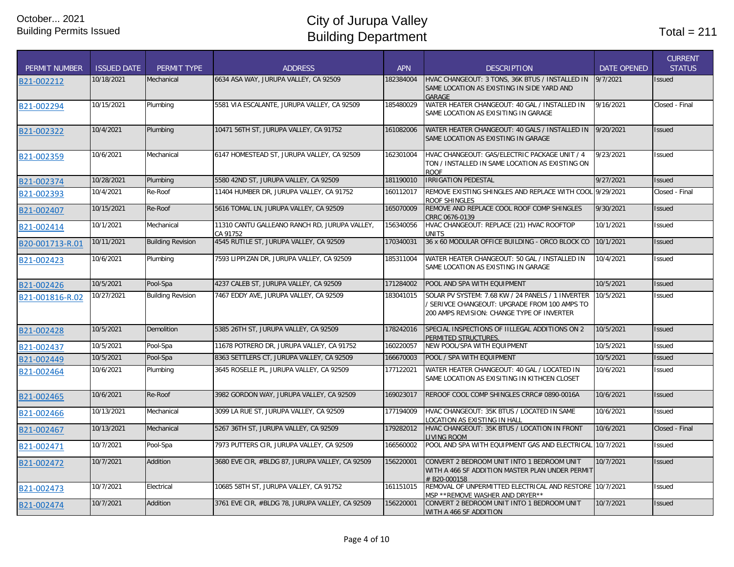October... 2021
Building Permits Issued

# City of Jurupa Valley
# Building Department

Total = 211

| PERMIT NUMBER | ISSUED DATE | PERMIT TYPE | ADDRESS | APN | DESCRIPTION | DATE OPENED | CURRENT STATUS |
|---|---|---|---|---|---|---|---|
| B21-002212 | 10/18/2021 | Mechanical | 6634 ASA WAY, JURUPA VALLEY, CA 92509 | 182384004 | HVAC CHANGEOUT: 3 TONS, 36K BTUS / INSTALLED IN SAME LOCATION AS EXISTING IN SIDE YARD AND GARAGE | 9/7/2021 | Issued |
| B21-002294 | 10/15/2021 | Plumbing | 5581 VIA ESCALANTE, JURUPA VALLEY, CA 92509 | 185480029 | WATER HEATER CHANGEOUT: 40 GAL / INSTALLED IN SAME LOCATION AS EXISITING IN GARAGE | 9/16/2021 | Closed - Final |
| B21-002322 | 10/4/2021 | Plumbing | 10471 56TH ST, JURUPA VALLEY, CA 91752 | 161082006 | WATER HEATER CHANGEOUT: 40 GALS / INSTALLED IN SAME LOCATION AS EXISTING IN GARAGE | 9/20/2021 | Issued |
| B21-002359 | 10/6/2021 | Mechanical | 6147 HOMESTEAD ST, JURUPA VALLEY, CA 92509 | 162301004 | HVAC CHANGEOUT: GAS/ELECTRIC PACKAGE UNIT / 4 TON / INSTALLED IN SAME LOCATION AS EXISTING ON ROOF | 9/23/2021 | Issued |
| B21-002374 | 10/28/2021 | Plumbing | 5580 42ND ST, JURUPA VALLEY, CA 92509 | 181190010 | IRRIGATION PEDESTAL | 9/27/2021 | Issued |
| B21-002393 | 10/4/2021 | Re-Roof | 11404 HUMBER DR, JURUPA VALLEY, CA 91752 | 160112017 | REMOVE EXISTING SHINGLES AND REPLACE WITH COOL ROOF SHINGLES | 9/29/2021 | Closed - Final |
| B21-002407 | 10/15/2021 | Re-Roof | 5616 TOMAL LN, JURUPA VALLEY, CA 92509 | 165070009 | REMOVE AND REPLACE COOL ROOF COMP SHINGLES CRRC 0676-0139 | 9/30/2021 | Issued |
| B21-002414 | 10/1/2021 | Mechanical | 11310 CANTU GALLEANO RANCH RD, JURUPA VALLEY, CA 91752 | 156340056 | HVAC CHANGEOUT: REPLACE (21) HVAC ROOFTOP UNITS | 10/1/2021 | Issued |
| B20-001713-R.01 | 10/11/2021 | Building Revision | 4545 RUTILE ST, JURUPA VALLEY, CA 92509 | 170340031 | 36 x 60 MODULAR OFFICE BUILDING - ORCO BLOCK CO | 10/1/2021 | Issued |
| B21-002423 | 10/6/2021 | Plumbing | 7593 LIPPIZAN DR, JURUPA VALLEY, CA 92509 | 185311004 | WATER HEATER CHANGEOUT: 50 GAL / INSTALLED IN SAME LOCATION AS EXISTING IN GARAGE | 10/4/2021 | Issued |
| B21-002426 | 10/5/2021 | Pool-Spa | 4237 CALEB ST, JURUPA VALLEY, CA 92509 | 171284002 | POOL AND SPA WITH EQUIPMENT | 10/5/2021 | Issued |
| B21-001816-R.02 | 10/27/2021 | Building Revision | 7467 EDDY AVE, JURUPA VALLEY, CA 92509 | 183041015 | SOLAR PV SYSTEM: 7.68 KW / 24 PANELS / 1 INVERTER / SERIVCE CHANGEOUT: UPGRADE FROM 100 AMPS TO 200 AMPS REVISION: CHANGE TYPE OF INVERTER | 10/5/2021 | Issued |
| B21-002428 | 10/5/2021 | Demolition | 5385 26TH ST, JURUPA VALLEY, CA 92509 | 178242016 | SPECIAL INSPECTIONS OF IILLEGAL ADDITIONS ON 2 PERMITED STRUCTURES. | 10/5/2021 | Issued |
| B21-002437 | 10/5/2021 | Pool-Spa | 11678 POTRERO DR, JURUPA VALLEY, CA 91752 | 160220057 | NEW POOL/SPA WITH EQUIPMENT | 10/5/2021 | Issued |
| B21-002449 | 10/5/2021 | Pool-Spa | 8363 SETTLERS CT, JURUPA VALLEY, CA 92509 | 166670003 | POOL / SPA WITH EQUIPMENT | 10/5/2021 | Issued |
| B21-002464 | 10/6/2021 | Plumbing | 3645 ROSELLE PL, JURUPA VALLEY, CA 92509 | 177122021 | WATER HEATER CHANGEOUT: 40 GAL / LOCATED IN SAME LOCATION AS EXISITING IN KITHCEN CLOSET | 10/6/2021 | Issued |
| B21-002465 | 10/6/2021 | Re-Roof | 3982 GORDON WAY, JURUPA VALLEY, CA 92509 | 169023017 | REROOF COOL COMP SHINGLES CRRC# 0890-0016A | 10/6/2021 | Issued |
| B21-002466 | 10/13/2021 | Mechanical | 3099 LA RUE ST, JURUPA VALLEY, CA 92509 | 177194009 | HVAC CHANGEOUT: 35K BTUS / LOCATED IN SAME LOCATION AS EXISTING IN HALL | 10/6/2021 | Issued |
| B21-002467 | 10/13/2021 | Mechanical | 5267 36TH ST, JURUPA VALLEY, CA 92509 | 179282012 | HVAC CHANGEOUT: 35K BTUS / LOCATION IN FRONT LIVING ROOM | 10/6/2021 | Closed - Final |
| B21-002471 | 10/7/2021 | Pool-Spa | 7973 PUTTERS CIR, JURUPA VALLEY, CA 92509 | 166560002 | POOL AND SPA WITH EQUIPMENT GAS AND ELECTRICAL | 10/7/2021 | Issued |
| B21-002472 | 10/7/2021 | Addition | 3680 EVE CIR, #BLDG 87, JURUPA VALLEY, CA 92509 | 156220001 | CONVERT 2 BEDROOM UNIT INTO 1 BEDROOM UNIT WITH A 466 SF ADDITION MASTER PLAN UNDER PERMIT # B20-000158 | 10/7/2021 | Issued |
| B21-002473 | 10/7/2021 | Electrical | 10685 58TH ST, JURUPA VALLEY, CA 91752 | 161151015 | REMOVAL OF UNPERMITTED ELECTRICAL AND RESTORE MSP **REMOVE WASHER AND DRYER** | 10/7/2021 | Issued |
| B21-002474 | 10/7/2021 | Addition | 3761 EVE CIR, #BLDG 78, JURUPA VALLEY, CA 92509 | 156220001 | CONVERT 2 BEDROOM UNIT INTO 1 BEDROOM UNIT WITH A 466 SF ADDITION | 10/7/2021 | Issued |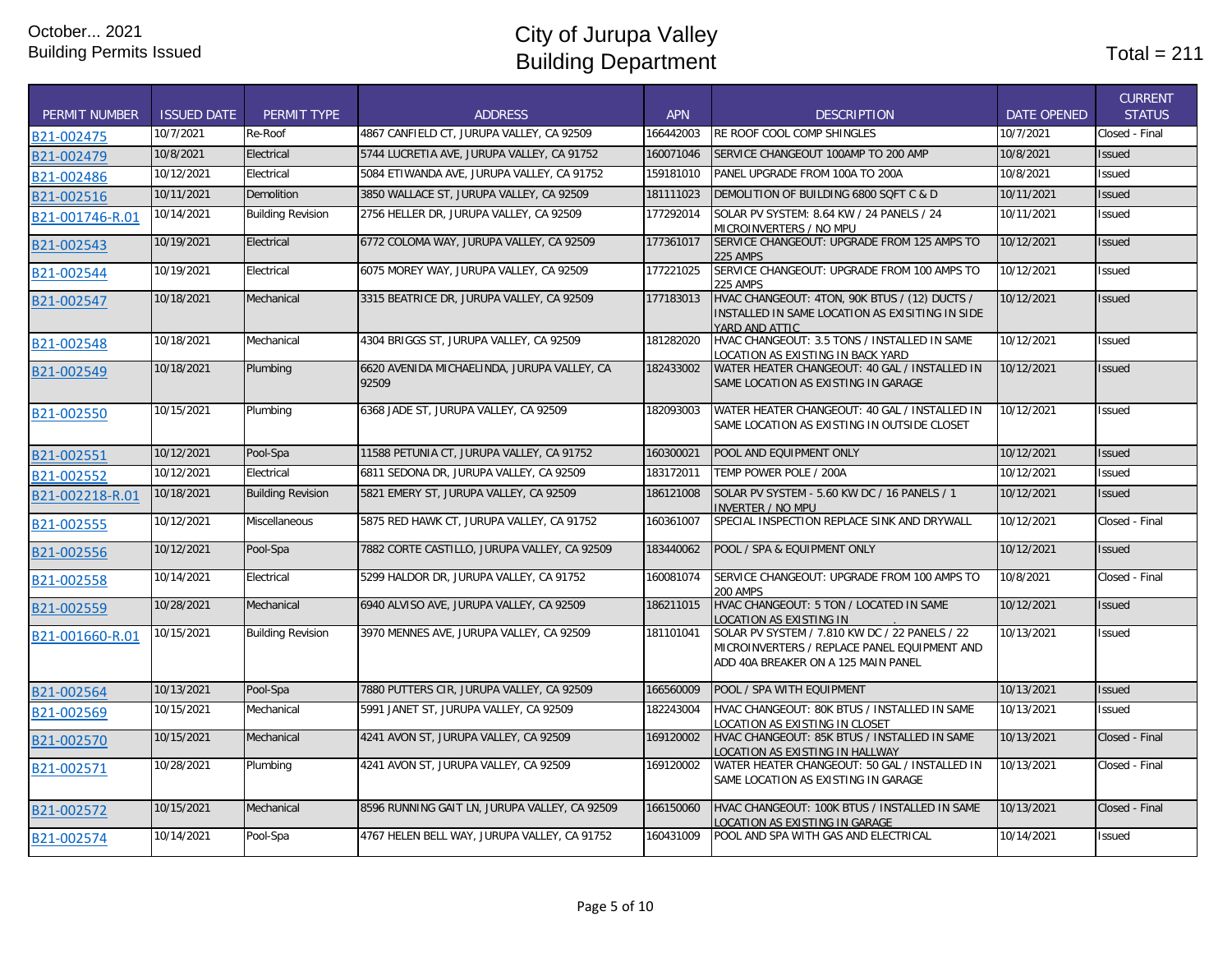October... 2021
Building Permits Issued

# City of Jurupa Valley
# Building Department

Total = 211

| PERMIT NUMBER | ISSUED DATE | PERMIT TYPE | ADDRESS | APN | DESCRIPTION | DATE OPENED | CURRENT STATUS |
|---|---|---|---|---|---|---|---|
| B21-002475 | 10/7/2021 | Re-Roof | 4867 CANFIELD CT, JURUPA VALLEY, CA 92509 | 166442003 | RE ROOF COOL COMP SHINGLES | 10/7/2021 | Closed - Final |
| B21-002479 | 10/8/2021 | Electrical | 5744 LUCRETIA AVE, JURUPA VALLEY, CA 91752 | 160071046 | SERVICE CHANGEOUT 100AMP TO 200 AMP | 10/8/2021 | Issued |
| B21-002486 | 10/12/2021 | Electrical | 5084 ETIWANDA AVE, JURUPA VALLEY, CA 91752 | 159181010 | PANEL UPGRADE FROM 100A TO 200A | 10/8/2021 | Issued |
| B21-002516 | 10/11/2021 | Demolition | 3850 WALLACE ST, JURUPA VALLEY, CA 92509 | 181111023 | DEMOLITION OF BUILDING 6800 SQFT C & D | 10/11/2021 | Issued |
| B21-001746-R.01 | 10/14/2021 | Building Revision | 2756 HELLER DR, JURUPA VALLEY, CA 92509 | 177292014 | SOLAR PV SYSTEM: 8.64 KW / 24 PANELS / 24 MICROINVERTERS / NO MPU | 10/11/2021 | Issued |
| B21-002543 | 10/19/2021 | Electrical | 6772 COLOMA WAY, JURUPA VALLEY, CA 92509 | 177361017 | SERVICE CHANGEOUT: UPGRADE FROM 125 AMPS TO 225 AMPS | 10/12/2021 | Issued |
| B21-002544 | 10/19/2021 | Electrical | 6075 MOREY WAY, JURUPA VALLEY, CA 92509 | 177221025 | SERVICE CHANGEOUT: UPGRADE FROM 100 AMPS TO 225 AMPS | 10/12/2021 | Issued |
| B21-002547 | 10/18/2021 | Mechanical | 3315 BEATRICE DR, JURUPA VALLEY, CA 92509 | 177183013 | HVAC CHANGEOUT: 4TON, 90K BTUS / (12) DUCTS / INSTALLED IN SAME LOCATION AS EXISITING IN SIDE YARD AND ATTIC | 10/12/2021 | Issued |
| B21-002548 | 10/18/2021 | Mechanical | 4304 BRIGGS ST, JURUPA VALLEY, CA 92509 | 181282020 | HVAC CHANGEOUT: 3.5 TONS / INSTALLED IN SAME LOCATION AS EXISTING IN BACK YARD | 10/12/2021 | Issued |
| B21-002549 | 10/18/2021 | Plumbing | 6620 AVENIDA MICHAELINDA, JURUPA VALLEY, CA 92509 | 182433002 | WATER HEATER CHANGEOUT: 40 GAL / INSTALLED IN SAME LOCATION AS EXISTING IN GARAGE | 10/12/2021 | Issued |
| B21-002550 | 10/15/2021 | Plumbing | 6368 JADE ST, JURUPA VALLEY, CA 92509 | 182093003 | WATER HEATER CHANGEOUT: 40 GAL / INSTALLED IN SAME LOCATION AS EXISTING IN OUTSIDE CLOSET | 10/12/2021 | Issued |
| B21-002551 | 10/12/2021 | Pool-Spa | 11588 PETUNIA CT, JURUPA VALLEY, CA 91752 | 160300021 | POOL AND EQUIPMENT ONLY | 10/12/2021 | Issued |
| B21-002552 | 10/12/2021 | Electrical | 6811 SEDONA DR, JURUPA VALLEY, CA 92509 | 183172011 | TEMP POWER POLE / 200A | 10/12/2021 | Issued |
| B21-002218-R.01 | 10/18/2021 | Building Revision | 5821 EMERY ST, JURUPA VALLEY, CA 92509 | 186121008 | SOLAR PV SYSTEM - 5.60 KW DC / 16 PANELS / 1 INVERTER / NO MPU | 10/12/2021 | Issued |
| B21-002555 | 10/12/2021 | Miscellaneous | 5875 RED HAWK CT, JURUPA VALLEY, CA 91752 | 160361007 | SPECIAL INSPECTION REPLACE SINK AND DRYWALL | 10/12/2021 | Closed - Final |
| B21-002556 | 10/12/2021 | Pool-Spa | 7882 CORTE CASTILLO, JURUPA VALLEY, CA 92509 | 183440062 | POOL / SPA & EQUIPMENT ONLY | 10/12/2021 | Issued |
| B21-002558 | 10/14/2021 | Electrical | 5299 HALDOR DR, JURUPA VALLEY, CA 91752 | 160081074 | SERVICE CHANGEOUT: UPGRADE FROM 100 AMPS TO 200 AMPS | 10/8/2021 | Closed - Final |
| B21-002559 | 10/28/2021 | Mechanical | 6940 ALVISO AVE, JURUPA VALLEY, CA 92509 | 186211015 | HVAC CHANGEOUT: 5 TON / LOCATED IN SAME LOCATION AS EXISTING IN . | 10/12/2021 | Issued |
| B21-001660-R.01 | 10/15/2021 | Building Revision | 3970 MENNES AVE, JURUPA VALLEY, CA 92509 | 181101041 | SOLAR PV SYSTEM / 7.810 KW DC / 22 PANELS / 22 MICROINVERTERS / REPLACE PANEL EQUIPMENT AND ADD 40A BREAKER ON A 125 MAIN PANEL | 10/13/2021 | Issued |
| B21-002564 | 10/13/2021 | Pool-Spa | 7880 PUTTERS CIR, JURUPA VALLEY, CA 92509 | 166560009 | POOL / SPA WITH EQUIPMENT | 10/13/2021 | Issued |
| B21-002569 | 10/15/2021 | Mechanical | 5991 JANET ST, JURUPA VALLEY, CA 92509 | 182243004 | HVAC CHANGEOUT: 80K BTUS / INSTALLED IN SAME LOCATION AS EXISTING IN CLOSET | 10/13/2021 | Issued |
| B21-002570 | 10/15/2021 | Mechanical | 4241 AVON ST, JURUPA VALLEY, CA 92509 | 169120002 | HVAC CHANGEOUT: 85K BTUS / INSTALLED IN SAME LOCATION AS EXISTING IN HALLWAY | 10/13/2021 | Closed - Final |
| B21-002571 | 10/28/2021 | Plumbing | 4241 AVON ST, JURUPA VALLEY, CA 92509 | 169120002 | WATER HEATER CHANGEOUT: 50 GAL / INSTALLED IN SAME LOCATION AS EXISTING IN GARAGE | 10/13/2021 | Closed - Final |
| B21-002572 | 10/15/2021 | Mechanical | 8596 RUNNING GAIT LN, JURUPA VALLEY, CA 92509 | 166150060 | HVAC CHANGEOUT: 100K BTUS / INSTALLED IN SAME LOCATION AS EXISTING IN GARAGE | 10/13/2021 | Closed - Final |
| B21-002574 | 10/14/2021 | Pool-Spa | 4767 HELEN BELL WAY, JURUPA VALLEY, CA 91752 | 160431009 | POOL AND SPA WITH GAS AND ELECTRICAL | 10/14/2021 | Issued |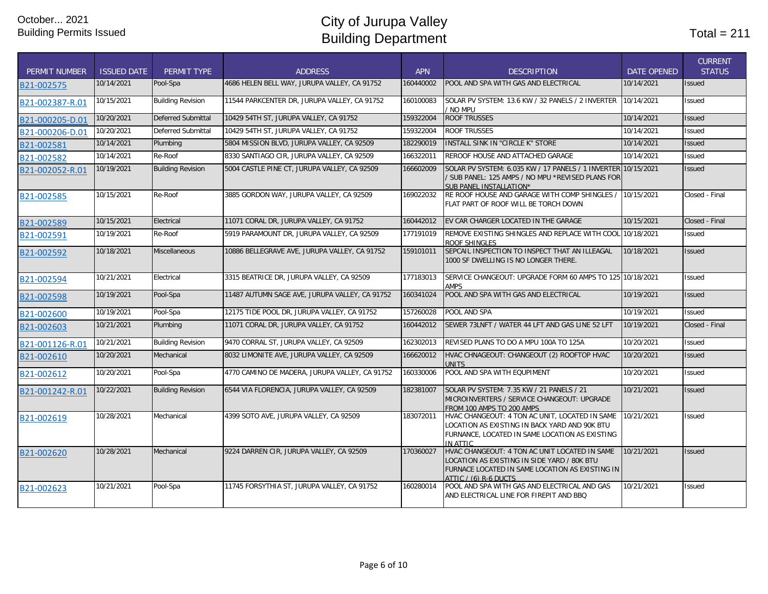October... 2021
Building Permits Issued

# City of Jurupa Valley
# Building Department

Total = 211

| PERMIT NUMBER | ISSUED DATE | PERMIT TYPE | ADDRESS | APN | DESCRIPTION | DATE OPENED | CURRENT STATUS |
|---|---|---|---|---|---|---|---|
| B21-002575 | 10/14/2021 | Pool-Spa | 4686 HELEN BELL WAY, JURUPA VALLEY, CA 91752 | 160440002 | POOL AND SPA WITH GAS AND ELECTRICAL | 10/14/2021 | Issued |
| B21-002387-R.01 | 10/15/2021 | Building Revision | 11544 PARKCENTER DR, JURUPA VALLEY, CA 91752 | 160100083 | SOLAR PV SYSTEM: 13.6 KW / 32 PANELS / 2 INVERTER / NO MPU | 10/14/2021 | Issued |
| B21-000205-D.01 | 10/20/2021 | Deferred Submittal | 10429 54TH ST, JURUPA VALLEY, CA 91752 | 159322004 | ROOF TRUSSES | 10/14/2021 | Issued |
| B21-000206-D.01 | 10/20/2021 | Deferred Submittal | 10429 54TH ST, JURUPA VALLEY, CA 91752 | 159322004 | ROOF TRUSSES | 10/14/2021 | Issued |
| B21-002581 | 10/14/2021 | Plumbing | 5804 MISSION BLVD, JURUPA VALLEY, CA 92509 | 182290019 | INSTALL SINK IN "CIRCLE K" STORE | 10/14/2021 | Issued |
| B21-002582 | 10/14/2021 | Re-Roof | 8330 SANTIAGO CIR, JURUPA VALLEY, CA 92509 | 166322011 | REROOF HOUSE AND ATTACHED GARAGE | 10/14/2021 | Issued |
| B21-002052-R.01 | 10/19/2021 | Building Revision | 5004 CASTLE PINE CT, JURUPA VALLEY, CA 92509 | 166602009 | SOLAR PV SYSTEM: 6.035 KW / 17 PANELS / 1 INVERTER / SUB PANEL: 125 AMPS / NO MPU *REVISED PLANS FOR SUB PANEL INSTALLATION* | 10/15/2021 | Issued |
| B21-002585 | 10/15/2021 | Re-Roof | 3885 GORDON WAY, JURUPA VALLEY, CA 92509 | 169022032 | RE ROOF HOUSE AND GARAGE WITH COMP SHINGLES / FLAT PART OF ROOF WILL BE TORCH DOWN | 10/15/2021 | Closed - Final |
| B21-002589 | 10/15/2021 | Electrical | 11071 CORAL DR, JURUPA VALLEY, CA 91752 | 160442012 | EV CAR CHARGER LOCATED IN THE GARAGE | 10/15/2021 | Closed - Final |
| B21-002591 | 10/19/2021 | Re-Roof | 5919 PARAMOUNT DR, JURUPA VALLEY, CA 92509 | 177191019 | REMOVE EXISTING SHINGLES AND REPLACE WITH COOL ROOF SHINGLES | 10/18/2021 | Issued |
| B21-002592 | 10/18/2021 | Miscellaneous | 10886 BELLEGRAVE AVE, JURUPA VALLEY, CA 91752 | 159101011 | SEPCAIL INSPECTION TO INSPECT THAT AN ILLEAGAL 1000 SF DWELLING IS NO LONGER THERE. | 10/18/2021 | Issued |
| B21-002594 | 10/21/2021 | Electrical | 3315 BEATRICE DR, JURUPA VALLEY, CA 92509 | 177183013 | SERVICE CHANGEOUT: UPGRADE FORM 60 AMPS TO 125 AMPS | 10/18/2021 | Issued |
| B21-002598 | 10/19/2021 | Pool-Spa | 11487 AUTUMN SAGE AVE, JURUPA VALLEY, CA 91752 | 160341024 | POOL AND SPA WITH GAS AND ELECTRICAL | 10/19/2021 | Issued |
| B21-002600 | 10/19/2021 | Pool-Spa | 12175 TIDE POOL DR, JURUPA VALLEY, CA 91752 | 157260028 | POOL AND SPA | 10/19/2021 | Issued |
| B21-002603 | 10/21/2021 | Plumbing | 11071 CORAL DR, JURUPA VALLEY, CA 91752 | 160442012 | SEWER 73LNFT / WATER 44 LFT AND GAS LINE 52 LFT | 10/19/2021 | Closed - Final |
| B21-001126-R.01 | 10/21/2021 | Building Revision | 9470 CORRAL ST, JURUPA VALLEY, CA 92509 | 162302013 | REVISED PLANS TO DO A MPU 100A TO 125A | 10/20/2021 | Issued |
| B21-002610 | 10/20/2021 | Mechanical | 8032 LIMONITE AVE, JURUPA VALLEY, CA 92509 | 166620012 | HVAC CHNAGEOUT: CHANGEOUT (2) ROOFTOP HVAC UNITS | 10/20/2021 | Issued |
| B21-002612 | 10/20/2021 | Pool-Spa | 4770 CAMINO DE MADERA, JURUPA VALLEY, CA 91752 | 160330006 | POOL AND SPA WITH EQUPIMENT | 10/20/2021 | Issued |
| B21-001242-R.01 | 10/22/2021 | Building Revision | 6544 VIA FLORENCIA, JURUPA VALLEY, CA 92509 | 182381007 | SOLAR PV SYSTEM: 7.35 KW / 21 PANELS / 21 MICROINVERTERS / SERVICE CHANGEOUT: UPGRADE FROM 100 AMPS TO 200 AMPS | 10/21/2021 | Issued |
| B21-002619 | 10/28/2021 | Mechanical | 4399 SOTO AVE, JURUPA VALLEY, CA 92509 | 183072011 | HVAC CHANGEOUT: 4 TON AC UNIT, LOCATED IN SAME LOCATION AS EXISTING IN BACK YARD AND 90K BTU FURNANCE, LOCATED IN SAME LOCATION AS EXISTING IN ATTIC | 10/21/2021 | Issued |
| B21-002620 | 10/28/2021 | Mechanical | 9224 DARREN CIR, JURUPA VALLEY, CA 92509 | 170360027 | HVAC CHANGEOUT: 4 TON AC UNIT LOCATED IN SAME LOCATION AS EXISTING IN SIDE YARD / 80K BTU FURNACE LOCATED IN SAME LOCATION AS EXISTING IN ATTIC / (6) R-6 DUCTS | 10/21/2021 | Issued |
| B21-002623 | 10/21/2021 | Pool-Spa | 11745 FORSYTHIA ST, JURUPA VALLEY, CA 91752 | 160280014 | POOL AND SPA WITH GAS AND ELECTRICAL AND GAS AND ELECTRICAL LINE FOR FIREPIT AND BBQ | 10/21/2021 | Issued |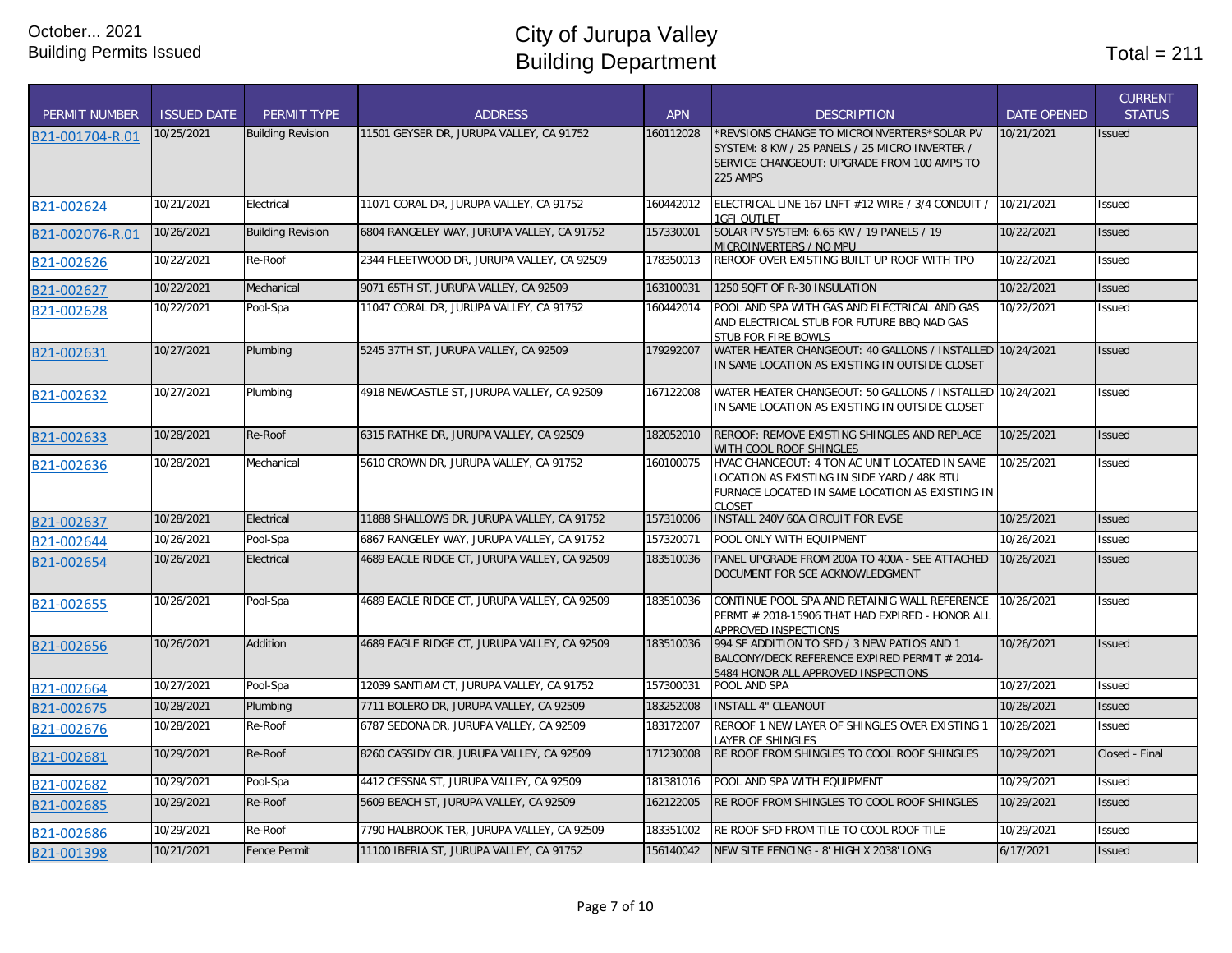October... 2021
Building Permits Issued

# City of Jurupa Valley
# Building Department

Total = 211

| PERMIT NUMBER | ISSUED DATE | PERMIT TYPE | ADDRESS | APN | DESCRIPTION | DATE OPENED | CURRENT STATUS |
|---|---|---|---|---|---|---|---|
| B21-001704-R.01 | 10/25/2021 | Building Revision | 11501 GEYSER DR, JURUPA VALLEY, CA 91752 | 160112028 | *REVSIONS CHANGE TO MICROINVERTERS*SOLAR PV SYSTEM: 8 KW / 25 PANELS / 25 MICRO INVERTER / SERVICE CHANGEOUT: UPGRADE FROM 100 AMPS TO 225 AMPS | 10/21/2021 | Issued |
| B21-002624 | 10/21/2021 | Electrical | 11071 CORAL DR, JURUPA VALLEY, CA 91752 | 160442012 | ELECTRICAL LINE 167 LNFT #12 WIRE / 3/4 CONDUIT / 1GFI OUTLET | 10/21/2021 | Issued |
| B21-002076-R.01 | 10/26/2021 | Building Revision | 6804 RANGELEY WAY, JURUPA VALLEY, CA 91752 | 157330001 | SOLAR PV SYSTEM: 6.65 KW / 19 PANELS / 19 MICROINVERTERS / NO MPU | 10/22/2021 | Issued |
| B21-002626 | 10/22/2021 | Re-Roof | 2344 FLEETWOOD DR, JURUPA VALLEY, CA 92509 | 178350013 | REROOF OVER EXISTING BUILT UP ROOF WITH TPO | 10/22/2021 | Issued |
| B21-002627 | 10/22/2021 | Mechanical | 9071 65TH ST, JURUPA VALLEY, CA 92509 | 163100031 | 1250 SQFT OF R-30 INSULATION | 10/22/2021 | Issued |
| B21-002628 | 10/22/2021 | Pool-Spa | 11047 CORAL DR, JURUPA VALLEY, CA 91752 | 160442014 | POOL AND SPA WITH GAS AND ELECTRICAL AND GAS AND ELECTRICAL STUB FOR FUTURE BBQ NAD GAS STUB FOR FIRE BOWLS | 10/22/2021 | Issued |
| B21-002631 | 10/27/2021 | Plumbing | 5245 37TH ST, JURUPA VALLEY, CA 92509 | 179292007 | WATER HEATER CHANGEOUT: 40 GALLONS / INSTALLED IN SAME LOCATION AS EXISTING IN OUTSIDE CLOSET | 10/24/2021 | Issued |
| B21-002632 | 10/27/2021 | Plumbing | 4918 NEWCASTLE ST, JURUPA VALLEY, CA 92509 | 167122008 | WATER HEATER CHANGEOUT: 50 GALLONS / INSTALLED IN SAME LOCATION AS EXISTING IN OUTSIDE CLOSET | 10/24/2021 | Issued |
| B21-002633 | 10/28/2021 | Re-Roof | 6315 RATHKE DR, JURUPA VALLEY, CA 92509 | 182052010 | REROOF: REMOVE EXISTING SHINGLES AND REPLACE WITH COOL ROOF SHINGLES | 10/25/2021 | Issued |
| B21-002636 | 10/28/2021 | Mechanical | 5610 CROWN DR, JURUPA VALLEY, CA 91752 | 160100075 | HVAC CHANGEOUT: 4 TON AC UNIT LOCATED IN SAME LOCATION AS EXISTING IN SIDE YARD / 48K BTU FURNACE LOCATED IN SAME LOCATION AS EXISTING IN CLOSET | 10/25/2021 | Issued |
| B21-002637 | 10/28/2021 | Electrical | 11888 SHALLOWS DR, JURUPA VALLEY, CA 91752 | 157310006 | INSTALL 240V 60A CIRCUIT FOR EVSE | 10/25/2021 | Issued |
| B21-002644 | 10/26/2021 | Pool-Spa | 6867 RANGELEY WAY, JURUPA VALLEY, CA 91752 | 157320071 | POOL ONLY WITH EQUIPMENT | 10/26/2021 | Issued |
| B21-002654 | 10/26/2021 | Electrical | 4689 EAGLE RIDGE CT, JURUPA VALLEY, CA 92509 | 183510036 | PANEL UPGRADE FROM 200A TO 400A - SEE ATTACHED DOCUMENT FOR SCE ACKNOWLEDGMENT | 10/26/2021 | Issued |
| B21-002655 | 10/26/2021 | Pool-Spa | 4689 EAGLE RIDGE CT, JURUPA VALLEY, CA 92509 | 183510036 | CONTINUE POOL SPA AND RETAINIG WALL REFERENCE PERMT # 2018-15906 THAT HAD EXPIRED - HONOR ALL APPROVED INSPECTIONS | 10/26/2021 | Issued |
| B21-002656 | 10/26/2021 | Addition | 4689 EAGLE RIDGE CT, JURUPA VALLEY, CA 92509 | 183510036 | 994 SF ADDITION TO SFD / 3 NEW PATIOS AND 1 BALCONY/DECK REFERENCE EXPIRED PERMIT # 2014-5484 HONOR ALL APPROVED INSPECTIONS | 10/26/2021 | Issued |
| B21-002664 | 10/27/2021 | Pool-Spa | 12039 SANTIAM CT, JURUPA VALLEY, CA 91752 | 157300031 | POOL AND SPA | 10/27/2021 | Issued |
| B21-002675 | 10/28/2021 | Plumbing | 7711 BOLERO DR, JURUPA VALLEY, CA 92509 | 183252008 | INSTALL 4" CLEANOUT | 10/28/2021 | Issued |
| B21-002676 | 10/28/2021 | Re-Roof | 6787 SEDONA DR, JURUPA VALLEY, CA 92509 | 183172007 | REROOF 1 NEW LAYER OF SHINGLES OVER EXISTING 1 LAYER OF SHINGLES | 10/28/2021 | Issued |
| B21-002681 | 10/29/2021 | Re-Roof | 8260 CASSIDY CIR, JURUPA VALLEY, CA 92509 | 171230008 | RE ROOF FROM SHINGLES TO COOL ROOF SHINGLES | 10/29/2021 | Closed - Final |
| B21-002682 | 10/29/2021 | Pool-Spa | 4412 CESSNA ST, JURUPA VALLEY, CA 92509 | 181381016 | POOL AND SPA WITH EQUIPMENT | 10/29/2021 | Issued |
| B21-002685 | 10/29/2021 | Re-Roof | 5609 BEACH ST, JURUPA VALLEY, CA 92509 | 162122005 | RE ROOF FROM SHINGLES TO COOL ROOF SHINGLES | 10/29/2021 | Issued |
| B21-002686 | 10/29/2021 | Re-Roof | 7790 HALBROOK TER, JURUPA VALLEY, CA 92509 | 183351002 | RE ROOF SFD FROM TILE TO COOL ROOF TILE | 10/29/2021 | Issued |
| B21-001398 | 10/21/2021 | Fence Permit | 11100 IBERIA ST, JURUPA VALLEY, CA 91752 | 156140042 | NEW SITE FENCING - 8' HIGH X 2038' LONG | 6/17/2021 | Issued |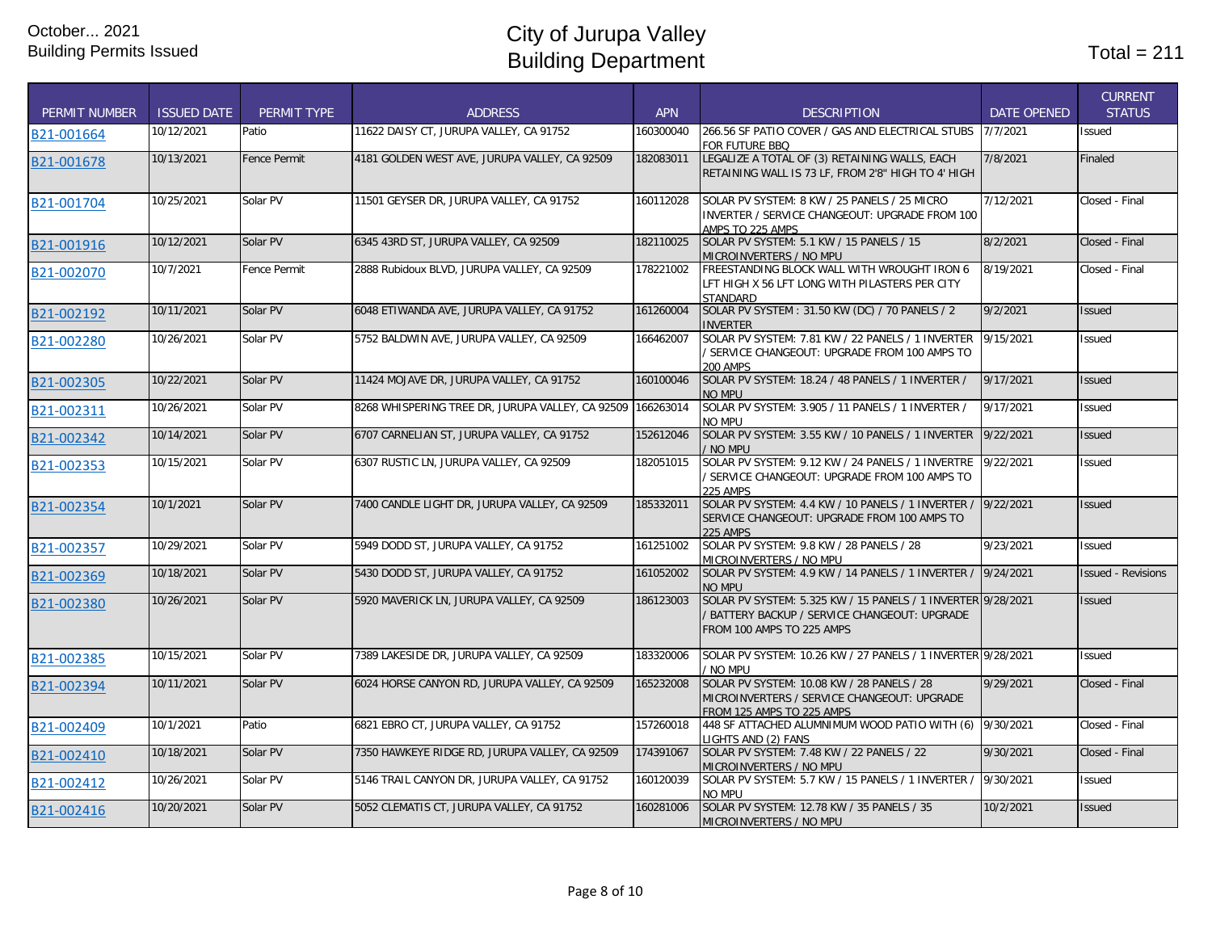October... 2021
Building Permits Issued

# City of Jurupa Valley
# Building Department

Total = 211

| PERMIT NUMBER | ISSUED DATE | PERMIT TYPE | ADDRESS | APN | DESCRIPTION | DATE OPENED | CURRENT STATUS |
|---|---|---|---|---|---|---|---|
| B21-001664 | 10/12/2021 | Patio | 11622 DAISY CT, JURUPA VALLEY, CA 91752 | 160300040 | 266.56 SF PATIO COVER / GAS AND ELECTRICAL STUBS FOR FUTURE BBQ | 7/7/2021 | Issued |
| B21-001678 | 10/13/2021 | Fence Permit | 4181 GOLDEN WEST AVE, JURUPA VALLEY, CA 92509 | 182083011 | LEGALIZE A TOTAL OF (3) RETAINING WALLS, EACH RETAINING WALL IS 73 LF, FROM 2'8" HIGH TO 4' HIGH | 7/8/2021 | Finaled |
| B21-001704 | 10/25/2021 | Solar PV | 11501 GEYSER DR, JURUPA VALLEY, CA 91752 | 160112028 | SOLAR PV SYSTEM: 8 KW / 25 PANELS / 25 MICRO INVERTER / SERVICE CHANGEOUT: UPGRADE FROM 100 AMPS TO 225 AMPS | 7/12/2021 | Closed - Final |
| B21-001916 | 10/12/2021 | Solar PV | 6345 43RD ST, JURUPA VALLEY, CA 92509 | 182110025 | SOLAR PV SYSTEM: 5.1 KW / 15 PANELS / 15 MICROINVERTERS / NO MPU | 8/2/2021 | Closed - Final |
| B21-002070 | 10/7/2021 | Fence Permit | 2888 Rubidoux BLVD, JURUPA VALLEY, CA 92509 | 178221002 | FREESTANDING BLOCK WALL WITH WROUGHT IRON 6 LFT HIGH X 56 LFT LONG WITH PILASTERS PER CITY STANDARD | 8/19/2021 | Closed - Final |
| B21-002192 | 10/11/2021 | Solar PV | 6048 ETIWANDA AVE, JURUPA VALLEY, CA 91752 | 161260004 | SOLAR PV SYSTEM : 31.50 KW (DC) / 70 PANELS / 2 INVERTER | 9/2/2021 | Issued |
| B21-002280 | 10/26/2021 | Solar PV | 5752 BALDWIN AVE, JURUPA VALLEY, CA 92509 | 166462007 | SOLAR PV SYSTEM: 7.81 KW / 22 PANELS / 1 INVERTER / SERVICE CHANGEOUT: UPGRADE FROM 100 AMPS TO 200 AMPS | 9/15/2021 | Issued |
| B21-002305 | 10/22/2021 | Solar PV | 11424 MOJAVE DR, JURUPA VALLEY, CA 91752 | 160100046 | SOLAR PV SYSTEM: 18.24 / 48 PANELS / 1 INVERTER / NO MPU | 9/17/2021 | Issued |
| B21-002311 | 10/26/2021 | Solar PV | 8268 WHISPERING TREE DR, JURUPA VALLEY, CA 92509 | 166263014 | SOLAR PV SYSTEM: 3.905 / 11 PANELS / 1 INVERTER / NO MPU | 9/17/2021 | Issued |
| B21-002342 | 10/14/2021 | Solar PV | 6707 CARNELIAN ST, JURUPA VALLEY, CA 91752 | 152612046 | SOLAR PV SYSTEM: 3.55 KW / 10 PANELS / 1 INVERTER / NO MPU | 9/22/2021 | Issued |
| B21-002353 | 10/15/2021 | Solar PV | 6307 RUSTIC LN, JURUPA VALLEY, CA 92509 | 182051015 | SOLAR PV SYSTEM: 9.12 KW / 24 PANELS / 1 INVERTRE / SERVICE CHANGEOUT: UPGRADE FROM 100 AMPS TO 225 AMPS | 9/22/2021 | Issued |
| B21-002354 | 10/1/2021 | Solar PV | 7400 CANDLE LIGHT DR, JURUPA VALLEY, CA 92509 | 185332011 | SOLAR PV SYSTEM: 4.4 KW / 10 PANELS / 1 INVERTER / SERVICE CHANGEOUT: UPGRADE FROM 100 AMPS TO 225 AMPS | 9/22/2021 | Issued |
| B21-002357 | 10/29/2021 | Solar PV | 5949 DODD ST, JURUPA VALLEY, CA 91752 | 161251002 | SOLAR PV SYSTEM: 9.8 KW / 28 PANELS / 28 MICROINVERTERS / NO MPU | 9/23/2021 | Issued |
| B21-002369 | 10/18/2021 | Solar PV | 5430 DODD ST, JURUPA VALLEY, CA 91752 | 161052002 | SOLAR PV SYSTEM: 4.9 KW / 14 PANELS / 1 INVERTER / NO MPU | 9/24/2021 | Issued - Revisions |
| B21-002380 | 10/26/2021 | Solar PV | 5920 MAVERICK LN, JURUPA VALLEY, CA 92509 | 186123003 | SOLAR PV SYSTEM: 5.325 KW / 15 PANELS / 1 INVERTER / BATTERY BACKUP / SERVICE CHANGEOUT: UPGRADE FROM 100 AMPS TO 225 AMPS | 9/28/2021 | Issued |
| B21-002385 | 10/15/2021 | Solar PV | 7389 LAKESIDE DR, JURUPA VALLEY, CA 92509 | 183320006 | SOLAR PV SYSTEM: 10.26 KW / 27 PANELS / 1 INVERTER / NO MPU | 9/28/2021 | Issued |
| B21-002394 | 10/11/2021 | Solar PV | 6024 HORSE CANYON RD, JURUPA VALLEY, CA 92509 | 165232008 | SOLAR PV SYSTEM: 10.08 KW / 28 PANELS / 28 MICROINVERTERS / SERVICE CHANGEOUT: UPGRADE FROM 125 AMPS TO 225 AMPS | 9/29/2021 | Closed - Final |
| B21-002409 | 10/1/2021 | Patio | 6821 EBRO CT, JURUPA VALLEY, CA 91752 | 157260018 | 448 SF ATTACHED ALUMNIMUM WOOD PATIO WITH (6) LIGHTS AND (2) FANS | 9/30/2021 | Closed - Final |
| B21-002410 | 10/18/2021 | Solar PV | 7350 HAWKEYE RIDGE RD, JURUPA VALLEY, CA 92509 | 174391067 | SOLAR PV SYSTEM: 7.48 KW / 22 PANELS / 22 MICROINVERTERS / NO MPU | 9/30/2021 | Closed - Final |
| B21-002412 | 10/26/2021 | Solar PV | 5146 TRAIL CANYON DR, JURUPA VALLEY, CA 91752 | 160120039 | SOLAR PV SYSTEM: 5.7 KW / 15 PANELS / 1 INVERTER / NO MPU | 9/30/2021 | Issued |
| B21-002416 | 10/20/2021 | Solar PV | 5052 CLEMATIS CT, JURUPA VALLEY, CA 91752 | 160281006 | SOLAR PV SYSTEM: 12.78 KW / 35 PANELS / 35 MICROINVERTERS / NO MPU | 10/2/2021 | Issued |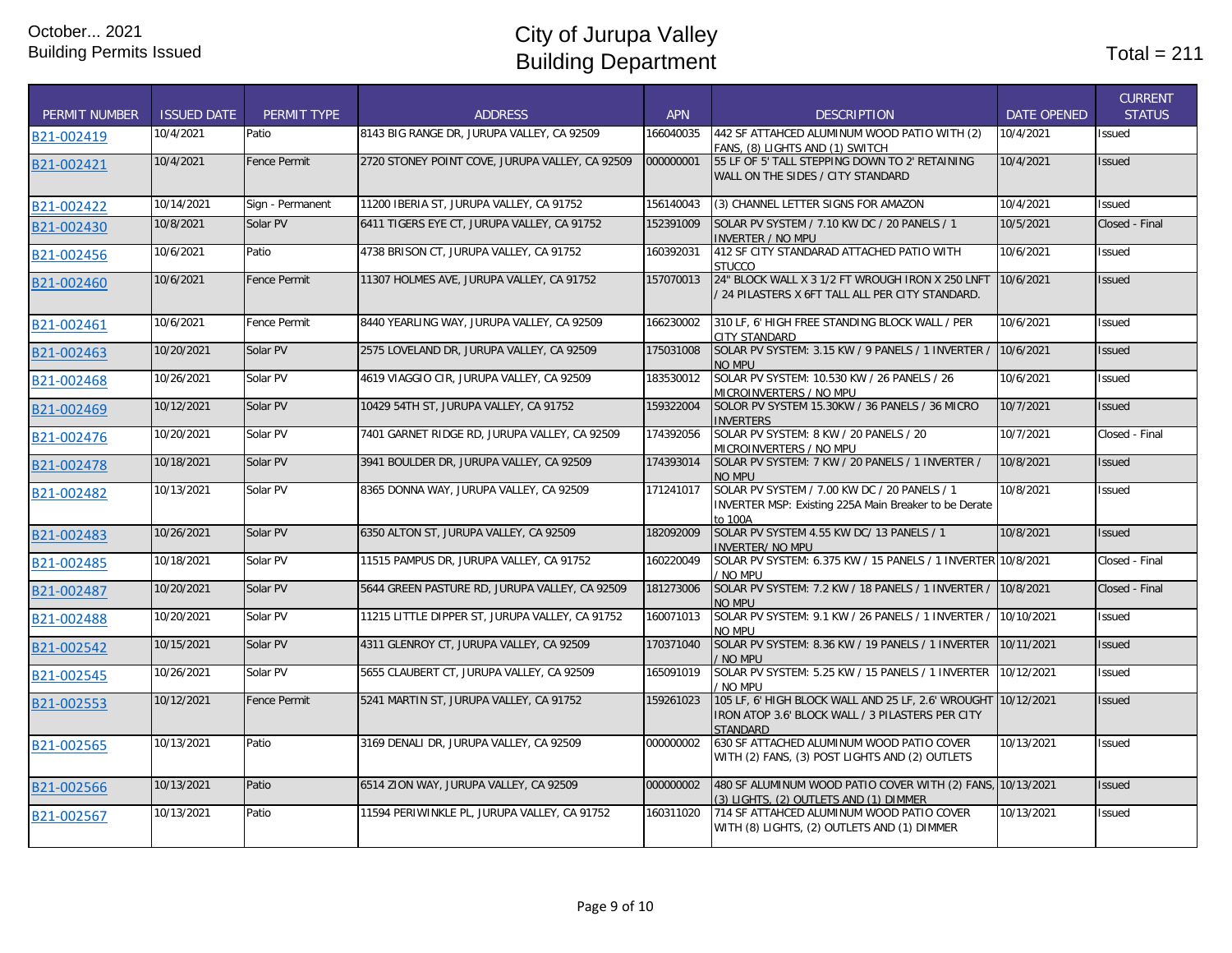October... 2021
Building Permits Issued

# City of Jurupa Valley
# Building Department

Total = 211

| PERMIT NUMBER | ISSUED DATE | PERMIT TYPE | ADDRESS | APN | DESCRIPTION | DATE OPENED | CURRENT STATUS |
|---|---|---|---|---|---|---|---|
| B21-002419 | 10/4/2021 | Patio | 8143 BIG RANGE DR, JURUPA VALLEY, CA 92509 | 166040035 | 442 SF ATTACHED ALUMINUM WOOD PATIO WITH (2) FANS, (8) LIGHTS AND (1) SWITCH | 10/4/2021 | Issued |
| B21-002421 | 10/4/2021 | Fence Permit | 2720 STONEY POINT COVE, JURUPA VALLEY, CA 92509 | 000000001 | 55 LF OF 5' TALL STEPPING DOWN TO 2' RETAINING WALL ON THE SIDES / CITY STANDARD | 10/4/2021 | Issued |
| B21-002422 | 10/14/2021 | Sign - Permanent | 11200 IBERIA ST, JURUPA VALLEY, CA 91752 | 156140043 | (3) CHANNEL LETTER SIGNS FOR AMAZON | 10/4/2021 | Issued |
| B21-002430 | 10/8/2021 | Solar PV | 6411 TIGERS EYE CT, JURUPA VALLEY, CA 91752 | 152391009 | SOLAR PV SYSTEM / 7.10 KW DC / 20 PANELS / 1 INVERTER / NO MPU | 10/5/2021 | Closed - Final |
| B21-002456 | 10/6/2021 | Patio | 4738 BRISON CT, JURUPA VALLEY, CA 91752 | 160392031 | 412 SF CITY STANDARAD ATTACHED PATIO WITH STUCCO | 10/6/2021 | Issued |
| B21-002460 | 10/6/2021 | Fence Permit | 11307 HOLMES AVE, JURUPA VALLEY, CA 91752 | 157070013 | 24" BLOCK WALL X 3 1/2 FT WROUGH IRON X 250 LNFT / 24 PILASTERS X 6FT TALL ALL PER CITY STANDARD. | 10/6/2021 | Issued |
| B21-002461 | 10/6/2021 | Fence Permit | 8440 YEARLING WAY, JURUPA VALLEY, CA 92509 | 166230002 | 310 LF, 6' HIGH FREE STANDING BLOCK WALL / PER CITY STANDARD | 10/6/2021 | Issued |
| B21-002463 | 10/20/2021 | Solar PV | 2575 LOVELAND DR, JURUPA VALLEY, CA 92509 | 175031008 | SOLAR PV SYSTEM: 3.15 KW / 9 PANELS / 1 INVERTER / NO MPU | 10/6/2021 | Issued |
| B21-002468 | 10/26/2021 | Solar PV | 4619 VIAGGIO CIR, JURUPA VALLEY, CA 92509 | 183530012 | SOLAR PV SYSTEM: 10.530 KW / 26 PANELS / 26 MICROINVERTERS / NO MPU | 10/6/2021 | Issued |
| B21-002469 | 10/12/2021 | Solar PV | 10429 54TH ST, JURUPA VALLEY, CA 91752 | 159322004 | SOLOR PV SYSTEM 15.30KW / 36 PANELS / 36 MICRO INVERTERS | 10/7/2021 | Issued |
| B21-002476 | 10/20/2021 | Solar PV | 7401 GARNET RIDGE RD, JURUPA VALLEY, CA 92509 | 174392056 | SOLAR PV SYSTEM: 8 KW / 20 PANELS / 20 MICROINVERTERS / NO MPU | 10/7/2021 | Closed - Final |
| B21-002478 | 10/18/2021 | Solar PV | 3941 BOULDER DR, JURUPA VALLEY, CA 92509 | 174393014 | SOLAR PV SYSTEM: 7 KW / 20 PANELS / 1 INVERTER / NO MPU | 10/8/2021 | Issued |
| B21-002482 | 10/13/2021 | Solar PV | 8365 DONNA WAY, JURUPA VALLEY, CA 92509 | 171241017 | SOLAR PV SYSTEM / 7.00 KW DC / 20 PANELS / 1 INVERTER MSP: Existing 225A Main Breaker to be Derate to 100A | 10/8/2021 | Issued |
| B21-002483 | 10/26/2021 | Solar PV | 6350 ALTON ST, JURUPA VALLEY, CA 92509 | 182092009 | SOLAR PV SYSTEM 4.55 KW DC/ 13 PANELS / 1 INVERTER/ NO MPU | 10/8/2021 | Issued |
| B21-002485 | 10/18/2021 | Solar PV | 11515 PAMPUS DR, JURUPA VALLEY, CA 91752 | 160220049 | SOLAR PV SYSTEM: 6.375 KW / 15 PANELS / 1 INVERTER / NO MPU | 10/8/2021 | Closed - Final |
| B21-002487 | 10/20/2021 | Solar PV | 5644 GREEN PASTURE RD, JURUPA VALLEY, CA 92509 | 181273006 | SOLAR PV SYSTEM: 7.2 KW / 18 PANELS / 1 INVERTER / NO MPU | 10/8/2021 | Closed - Final |
| B21-002488 | 10/20/2021 | Solar PV | 11215 LITTLE DIPPER ST, JURUPA VALLEY, CA 91752 | 160071013 | SOLAR PV SYSTEM: 9.1 KW / 26 PANELS / 1 INVERTER / NO MPU | 10/10/2021 | Issued |
| B21-002542 | 10/15/2021 | Solar PV | 4311 GLENROY CT, JURUPA VALLEY, CA 92509 | 170371040 | SOLAR PV SYSTEM: 8.36 KW / 19 PANELS / 1 INVERTER / NO MPU | 10/11/2021 | Issued |
| B21-002545 | 10/26/2021 | Solar PV | 5655 CLAUBERT CT, JURUPA VALLEY, CA 92509 | 165091019 | SOLAR PV SYSTEM: 5.25 KW / 15 PANELS / 1 INVERTER / NO MPU | 10/12/2021 | Issued |
| B21-002553 | 10/12/2021 | Fence Permit | 5241 MARTIN ST, JURUPA VALLEY, CA 91752 | 159261023 | 105 LF, 6' HIGH BLOCK WALL AND 25 LF, 2.6' WROUGHT IRON ATOP 3.6' BLOCK WALL / 3 PILASTERS PER CITY STANDARD | 10/12/2021 | Issued |
| B21-002565 | 10/13/2021 | Patio | 3169 DENALI DR, JURUPA VALLEY, CA 92509 | 000000002 | 630 SF ATTACHED ALUMINUM WOOD PATIO COVER WITH (2) FANS, (3) POST LIGHTS AND (2) OUTLETS | 10/13/2021 | Issued |
| B21-002566 | 10/13/2021 | Patio | 6514 ZION WAY, JURUPA VALLEY, CA 92509 | 000000002 | 480 SF ALUMINUM WOOD PATIO COVER WITH (2) FANS, (3) LIGHTS, (2) OUTLETS AND (1) DIMMER | 10/13/2021 | Issued |
| B21-002567 | 10/13/2021 | Patio | 11594 PERIWINKLE PL, JURUPA VALLEY, CA 91752 | 160311020 | 714 SF ATTACHED ALUMINUM WOOD PATIO COVER WITH (8) LIGHTS, (2) OUTLETS AND (1) DIMMER | 10/13/2021 | Issued |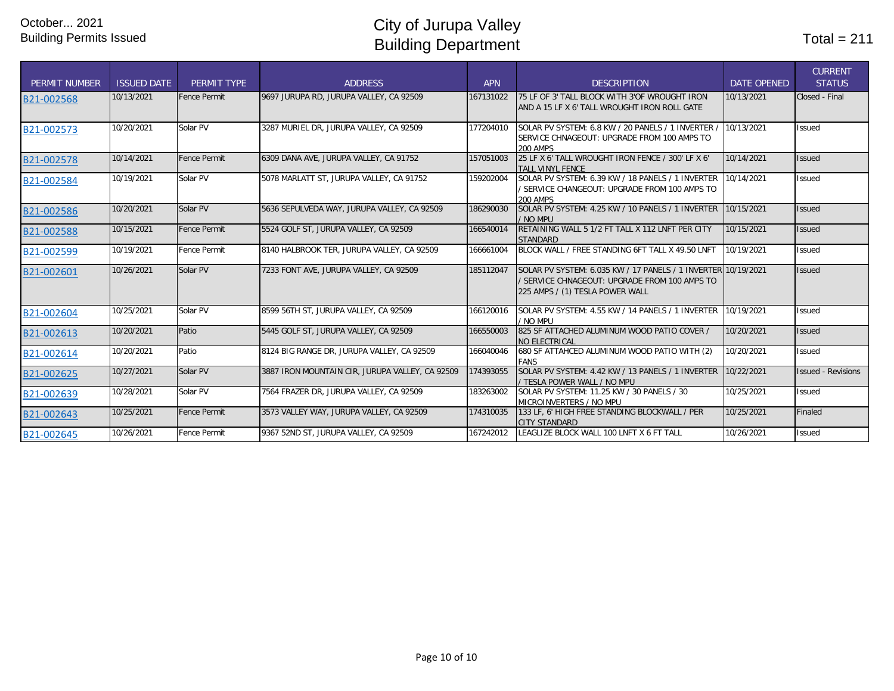October... 2021
Building Permits Issued

# City of Jurupa Valley
# Building Department

Total = 211

| PERMIT NUMBER | ISSUED DATE | PERMIT TYPE | ADDRESS | APN | DESCRIPTION | DATE OPENED | CURRENT STATUS |
|---|---|---|---|---|---|---|---|
| B21-002568 | 10/13/2021 | Fence Permit | 9697 JURUPA RD, JURUPA VALLEY, CA 92509 | 167131022 | 75 LF OF 3' TALL BLOCK WITH 3'OF WROUGHT IRON AND A 15 LF X 6' TALL WROUGHT IRON ROLL GATE | 10/13/2021 | Closed - Final |
| B21-002573 | 10/20/2021 | Solar PV | 3287 MURIEL DR, JURUPA VALLEY, CA 92509 | 177204010 | SOLAR PV SYSTEM: 6.8 KW / 20 PANELS / 1 INVERTER / SERVICE CHNAGEOUT: UPGRADE FROM 100 AMPS TO 200 AMPS | 10/13/2021 | Issued |
| B21-002578 | 10/14/2021 | Fence Permit | 6309 DANA AVE, JURUPA VALLEY, CA 91752 | 157051003 | 25 LF X 6' TALL WROUGHT IRON FENCE / 300' LF X 6' TALL VINYL FENCE | 10/14/2021 | Issued |
| B21-002584 | 10/19/2021 | Solar PV | 5078 MARLATT ST, JURUPA VALLEY, CA 91752 | 159202004 | SOLAR PV SYSTEM: 6.39 KW / 18 PANELS / 1 INVERTER / SERVICE CHANGEOUT: UPGRADE FROM 100 AMPS TO 200 AMPS | 10/14/2021 | Issued |
| B21-002586 | 10/20/2021 | Solar PV | 5636 SEPULVEDA WAY, JURUPA VALLEY, CA 92509 | 186290030 | SOLAR PV SYSTEM: 4.25 KW / 10 PANELS / 1 INVERTER / NO MPU | 10/15/2021 | Issued |
| B21-002588 | 10/15/2021 | Fence Permit | 5524 GOLF ST, JURUPA VALLEY, CA 92509 | 166540014 | RETAINING WALL 5 1/2 FT TALL X 112 LNFT PER CITY STANDARD | 10/15/2021 | Issued |
| B21-002599 | 10/19/2021 | Fence Permit | 8140 HALBROOK TER, JURUPA VALLEY, CA 92509 | 166661004 | BLOCK WALL / FREE STANDING 6FT TALL X 49.50 LNFT | 10/19/2021 | Issued |
| B21-002601 | 10/26/2021 | Solar PV | 7233 FONT AVE, JURUPA VALLEY, CA 92509 | 185112047 | SOLAR PV SYSTEM: 6.035 KW / 17 PANELS / 1 INVERTER / SERVICE CHNAGEOUT: UPGRADE FROM 100 AMPS TO 225 AMPS / (1) TESLA POWER WALL | 10/19/2021 | Issued |
| B21-002604 | 10/25/2021 | Solar PV | 8599 56TH ST, JURUPA VALLEY, CA 92509 | 166120016 | SOLAR PV SYSTEM: 4.55 KW / 14 PANELS / 1 INVERTER / NO MPU | 10/19/2021 | Issued |
| B21-002613 | 10/20/2021 | Patio | 5445 GOLF ST, JURUPA VALLEY, CA 92509 | 166550003 | 825 SF ATTACHED ALUMINUM WOOD PATIO COVER / NO ELECTRICAL | 10/20/2021 | Issued |
| B21-002614 | 10/20/2021 | Patio | 8124 BIG RANGE DR, JURUPA VALLEY, CA 92509 | 166040046 | 680 SF ATTAHCED ALUMINUM WOOD PATIO WITH (2) FANS | 10/20/2021 | Issued |
| B21-002625 | 10/27/2021 | Solar PV | 3887 IRON MOUNTAIN CIR, JURUPA VALLEY, CA 92509 | 174393055 | SOLAR PV SYSTEM: 4.42 KW / 13 PANELS / 1 INVERTER / TESLA POWER WALL / NO MPU | 10/22/2021 | Issued - Revisions |
| B21-002639 | 10/28/2021 | Solar PV | 7564 FRAZER DR, JURUPA VALLEY, CA 92509 | 183263002 | SOLAR PV SYSTEM: 11.25 KW / 30 PANELS / 30 MICROINVERTERS / NO MPU | 10/25/2021 | Issued |
| B21-002643 | 10/25/2021 | Fence Permit | 3573 VALLEY WAY, JURUPA VALLEY, CA 92509 | 174310035 | 133 LF, 6' HIGH FREE STANDING BLOCKWALL / PER CITY STANDARD | 10/25/2021 | Finaled |
| B21-002645 | 10/26/2021 | Fence Permit | 9367 52ND ST, JURUPA VALLEY, CA 92509 | 167242012 | LEAGLIZE BLOCK WALL 100 LNFT X 6 FT TALL | 10/26/2021 | Issued |